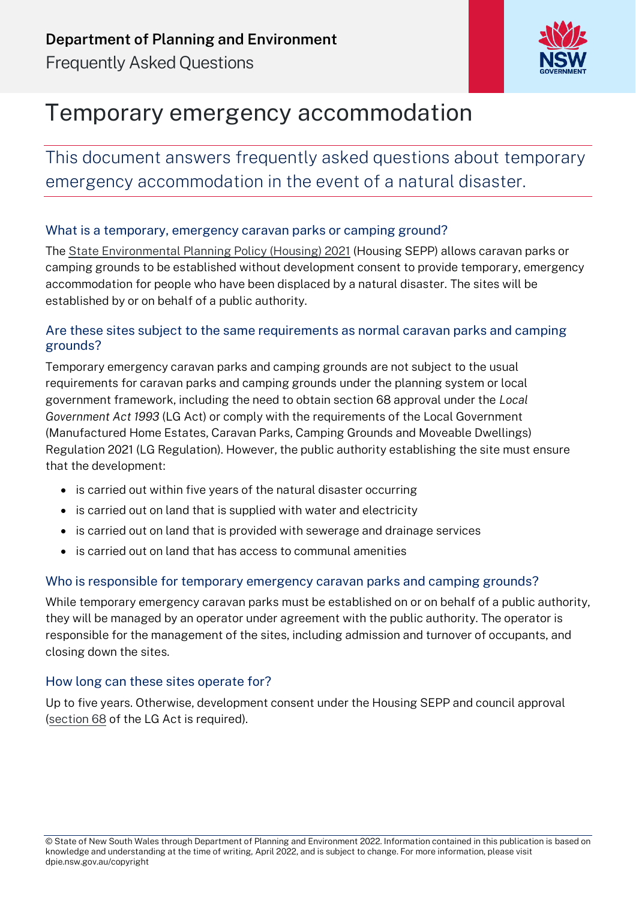**Department of Planning and Environment**

Frequently Asked Questions

# Temporary emergency accommodation

## This document answers frequently asked questions about temporary emergency accommodation in the event of a natural disaster.

### What is a temporary, emergency caravan parks or camping ground?

The State Environmental Planning Policy (Housing) 2021 (Housing SEPP) allows caravan parks or camping grounds to be established without development consent to provide temporary, emergency accommodation for people who have been displaced by a natural disaster. The sites will be established by or on behalf of a public authority.

### Are these sites subject to the same requirements as normal caravan parks and camping grounds?

Temporary emergency caravan parks and camping grounds are not subject to the usual requirements for caravan parks and camping grounds under the planning system or local government framework, including the need to obtain section 68 approval under the *Local Government Act 1993* (LG Act) or comply with the requirements of the Local Government (Manufactured Home Estates, Caravan Parks, Camping Grounds and Moveable Dwellings) Regulation 2021 (LG Regulation). However, the public authority establishing the site must ensure that the development:

- is carried out within five years of the natural disaster occurring
- is carried out on land that is supplied with water and electricity
- is carried out on land that is provided with sewerage and drainage services
- is carried out on land that has access to communal amenities

### Who is responsible for temporary emergency caravan parks and camping grounds?

While temporary emergency caravan parks must be established on or on behalf of a public authority, they will be managed by an operator under agreement with the public authority. The operator is responsible for the management of the sites, including admission and turnover of occupants, and closing down the sites.

### How long can these sites operate for?

Up to five years. Otherwise, development consent under the Housing SEPP and council approval (section 68 of the LG Act is required).

© State of New South Wales through Department of Planning and Environment 2022. Information contained in this publication is based on knowledge and understanding at the time of writing, April 2022, and is subject to change. For more information, please visit dpie.nsw.gov.au/copyright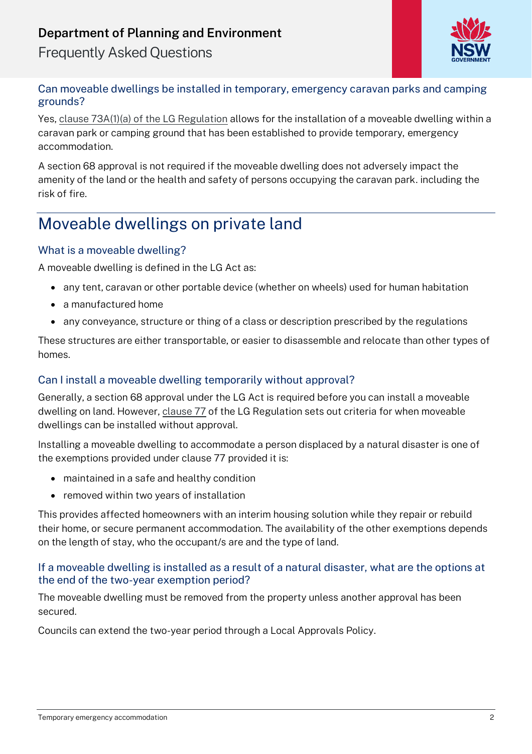### Can moveable dwellings be installed in temporary, emergency caravan parks and camping grounds?

Yes, clause 73A(1)(a) of the LG Regulation allows for the installation of a moveable dwelling within a caravan park or camping ground that has been established to provide temporary, emergency accommodation.

A section 68 approval is not required if the moveable dwelling does not adversely impact the amenity of the land or the health and safety of persons occupying the caravan park. including the risk of fire.

## Moveable dwellings on private land

### What is a moveable dwelling?

A moveable dwelling is defined in the LG Act as:

- any tent, caravan or other portable device (whether on wheels) used for human habitation
- a manufactured home
- any conveyance, structure or thing of a class or description prescribed by the regulations

These structures are either transportable, or easier to disassemble and relocate than other types of homes.

### Can I install a moveable dwelling temporarily without approval?

Generally, a section 68 approval under the LG Act is required before you can install a moveable dwelling on land. However, clause 77 of the LG Regulation sets out criteria for when moveable dwellings can be installed without approval.

Installing a moveable dwelling to accommodate a person displaced by a natural disaster is one of the exemptions provided under clause 77 provided it is:

- maintained in a safe and healthy condition
- removed within two years of installation

This provides affected homeowners with an interim housing solution while they repair or rebuild their home, or secure permanent accommodation. The availability of the other exemptions depends on the length of stay, who the occupant/s are and the type of land.

### If a moveable dwelling is installed as a result of a natural disaster, what are the options at the end of the two-year exemption period?

The moveable dwelling must be removed from the property unless another approval has been secured.

Councils can extend the two-year period through a Local Approvals Policy.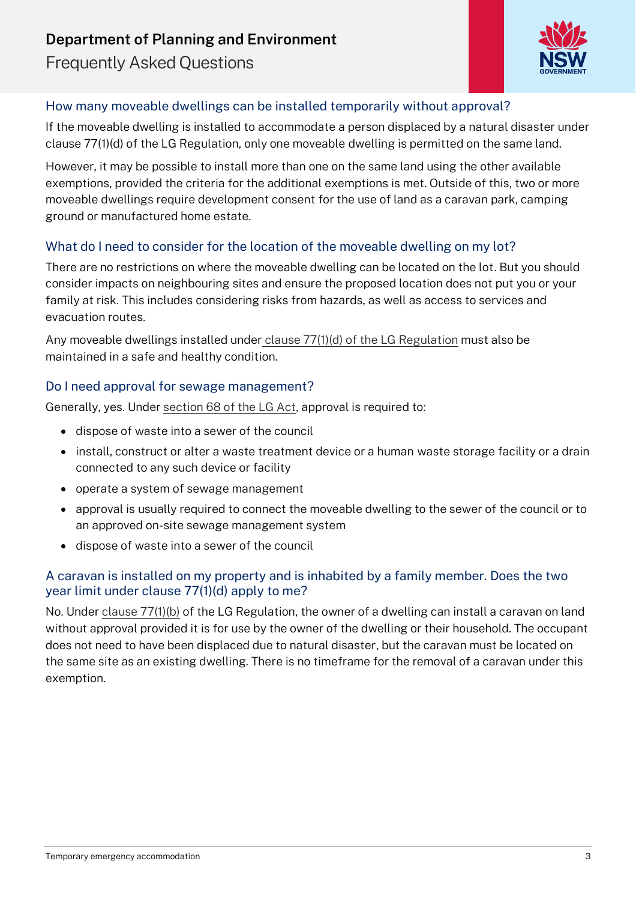## How many moveable dwellings can be installed temporarily without approval?

If the moveable dwelling is installed to accommodate a person displaced by a natural disaster under clause 77(1)(d) of the LG Regulation, only one moveable dwelling is permitted on the same land.

However, it may be possible to install more than one on the same land using the other available exemptions, provided the criteria for the additional exemptions is met. Outside of this, two or more moveable dwellings require development consent for the use of land as a caravan park, camping ground or manufactured home estate.

## What do I need to consider for the location of the moveable dwelling on my lot?

There are no restrictions on where the moveable dwelling can be located on the lot. But you should consider impacts on neighbouring sites and ensure the proposed location does not put you or your family at risk. This includes considering risks from hazards, as well as access to services and evacuation routes.

Any moveable dwellings installed under clause 77(1)(d) of the LG Regulation must also be maintained in a safe and healthy condition.

## Do I need approval for sewage management?

Generally, yes. Under section 68 of the LG Act, approval is required to:

- dispose of waste into a sewer of the council
- install, construct or alter a waste treatment device or a human waste storage facility or a drain connected to any such device or facility
- operate a system of sewage management
- approval is usually required to connect the moveable dwelling to the sewer of the council or to an approved on-site sewage management system
- dispose of waste into a sewer of the council

## A caravan is installed on my property and is inhabited by a family member. Does the two year limit under clause 77(1)(d) apply to me?

No. Under clause 77(1)(b) of the LG Regulation, the owner of a dwelling can install a caravan on land without approval provided it is for use by the owner of the dwelling or their household. The occupant does not need to have been displaced due to natural disaster, but the caravan must be located on the same site as an existing dwelling. There is no timeframe for the removal of a caravan under this exemption.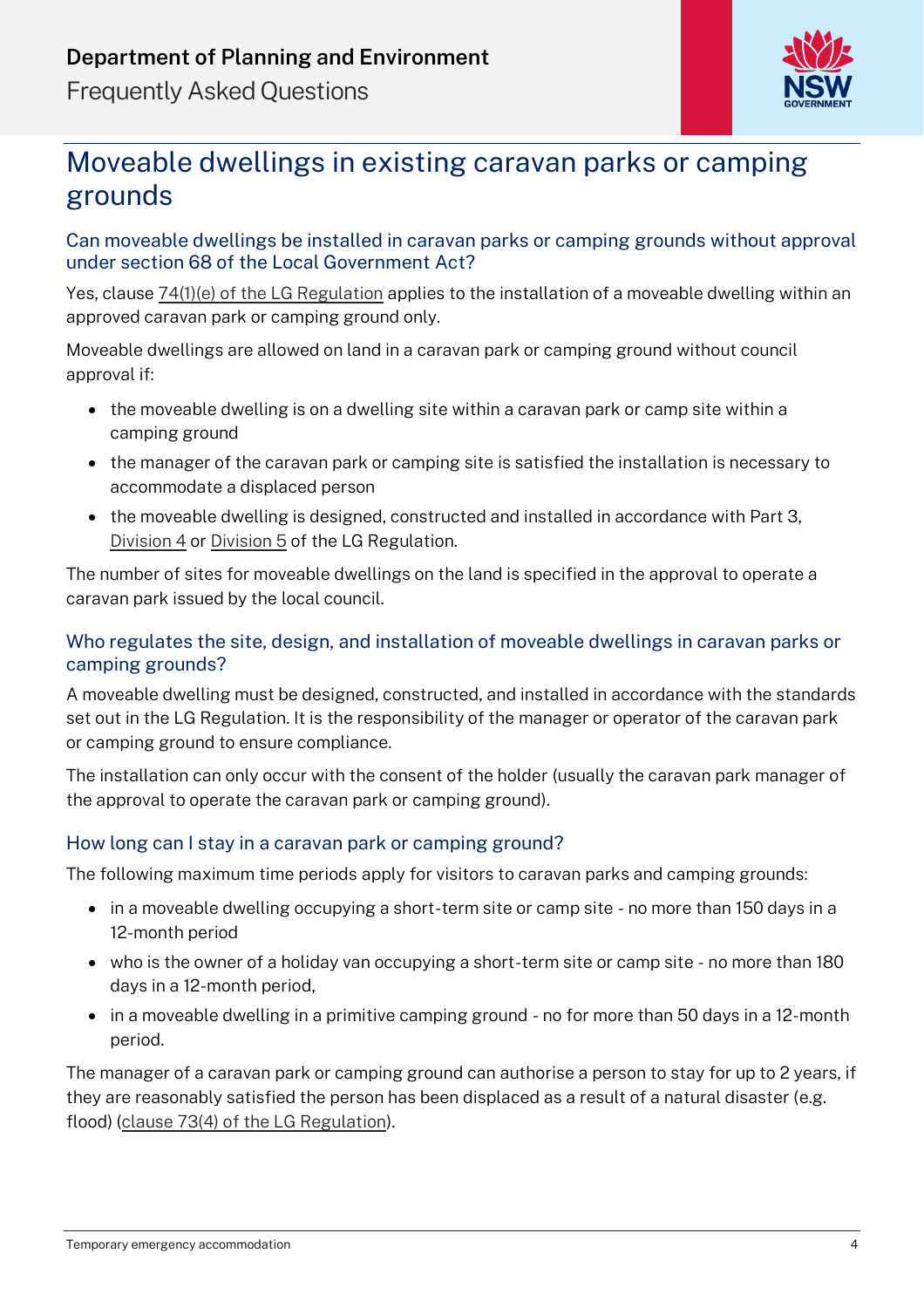# Moveable dwellings in existing caravan parks or camping grounds

### Can moveable dwellings be installed in caravan parks or camping grounds without approval under section 68 of the Local Government Act?

Yes, clause 74(1)(e) of the LG Regulation applies to the installation of a moveable dwelling within an approved caravan park or camping ground only.

Moveable dwellings are allowed on land in a caravan park or camping ground without council approval if:

- the moveable dwelling is on a dwelling site within a caravan park or camp site within a camping ground
- the manager of the caravan park or camping site is satisfied the installation is necessary to accommodate a displaced person
- the moveable dwelling is designed, constructed and installed in accordance with Part 3, Division 4 or Division 5 of the LG Regulation.

The number of sites for moveable dwellings on the land is specified in the approval to operate a caravan park issued by the local council.

### Who regulates the site, design, and installation of moveable dwellings in caravan parks or camping grounds?

A moveable dwelling must be designed, constructed, and installed in accordance with the standards set out in the LG Regulation. It is the responsibility of the manager or operator of the caravan park or camping ground to ensure compliance.

The installation can only occur with the consent of the holder (usually the caravan park manager of the approval to operate the caravan park or camping ground).

### How long can I stay in a caravan park or camping ground?

The following maximum time periods apply for visitors to caravan parks and camping grounds:

- in a moveable dwelling occupying a short-term site or camp site - no more than 150 days in a 12-month period
- who is the owner of a holiday van occupying a short-term site or camp site - no more than 180 days in a 12-month period,
- in a moveable dwelling in a primitive camping ground - no for more than 50 days in a 12-month period.

The manager of a caravan park or camping ground can authorise a person to stay for up to 2 years, if they are reasonably satisfied the person has been displaced as a result of a natural disaster (e.g. flood) (clause 73(4) of the LG Regulation).